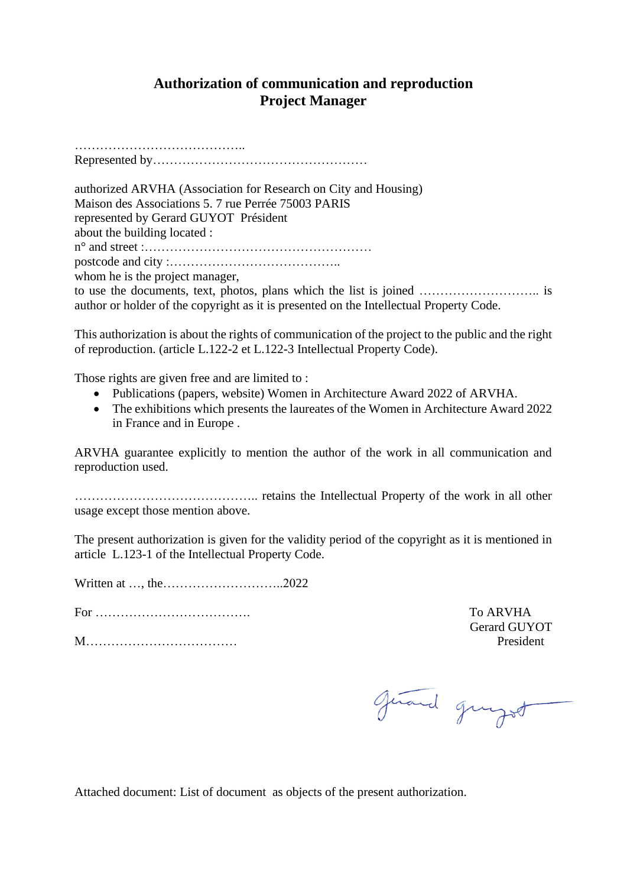## Authorization of communication and reproduction
## Project Manager

…………………………………..
Represented by……………………………………………

authorized ARVHA (Association for Research on City and Housing)
Maison des Associations 5. 7 rue Perrée 75003 PARIS
represented by Gerard GUYOT Président
about the building located :
n° and street :………………………………………………
postcode and city :…………………………………..
whom he is the project manager,
to use the documents, text, photos, plans which the list is joined ……………………….. is author or holder of the copyright as it is presented on the Intellectual Property Code.

This authorization is about the rights of communication of the project to the public and the right of reproduction. (article L.122-2 et L.122-3 Intellectual Property Code).

Those rights are given free and are limited to :

- Publications (papers, website) Women in Architecture Award 2022 of ARVHA.
- The exhibitions which presents the laureates of the Women in Architecture Award 2022 in France and in Europe .

ARVHA guarantee explicitly to mention the author of the work in all communication and reproduction used.

…………………………………….. retains the Intellectual Property of the work in all other usage except those mention above.

The present authorization is given for the validity period of the copyright as it is mentioned in article L.123-1 of the Intellectual Property Code.

Written at …, the………………………..2022

For ……………………………….

M………………………………

To ARVHA
Gerard GUYOT
President

Attached document: List of document as objects of the present authorization.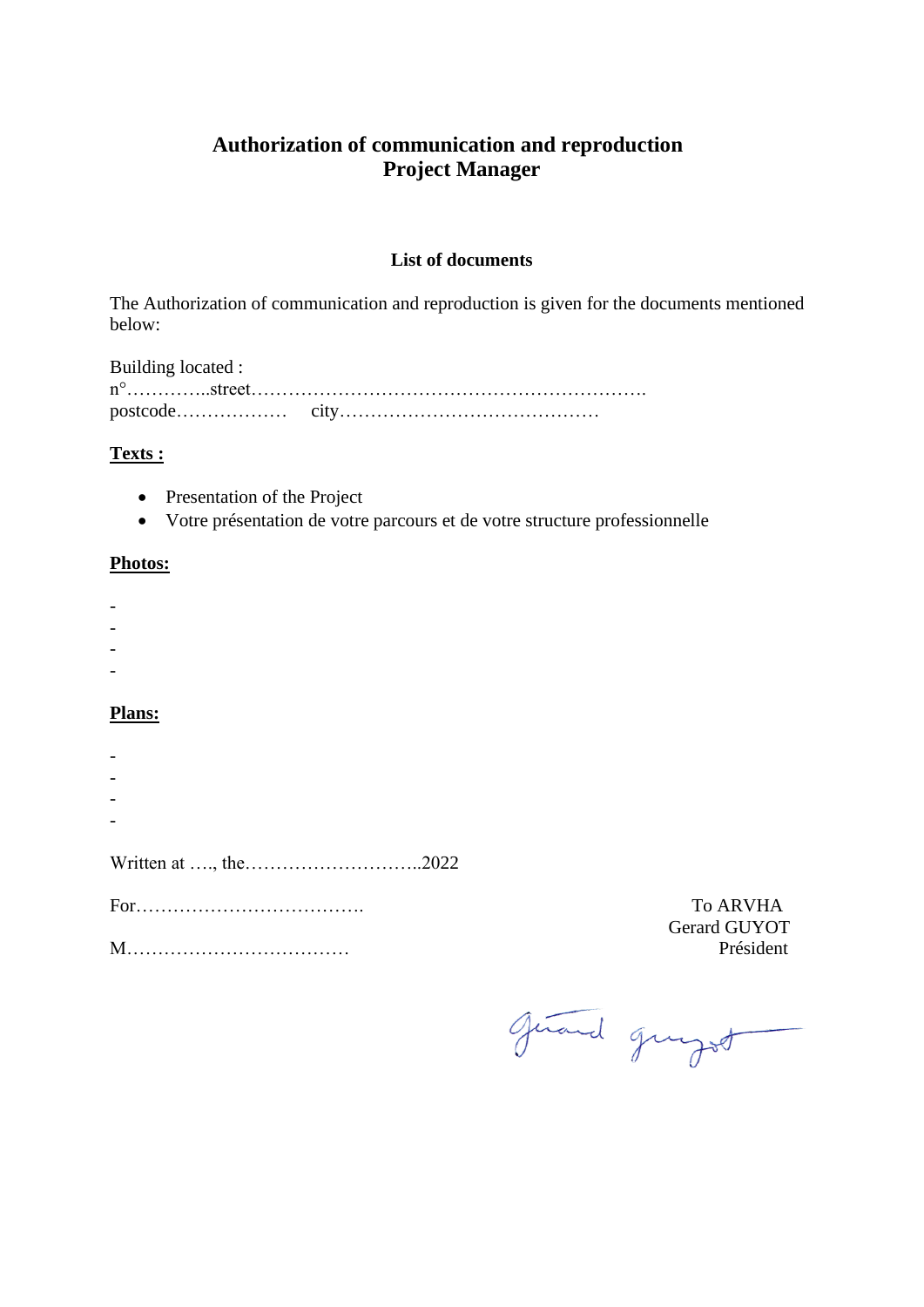## Authorization of communication and reproduction
## Project Manager

### List of documents

The Authorization of communication and reproduction is given for the documents mentioned below:

Building located :
n°…………..street……………………………………………………….
postcode………………    city……………………………………

**Texts :**

- Presentation of the Project
- Votre présentation de votre parcours et de votre structure professionnelle

**Photos:**

-
-
-
-

**Plans:**

-
-
-
-

Written at …., the………………………..2022

For……………………………….

M………………………………

To ARVHA
Gerard GUYOT
Président